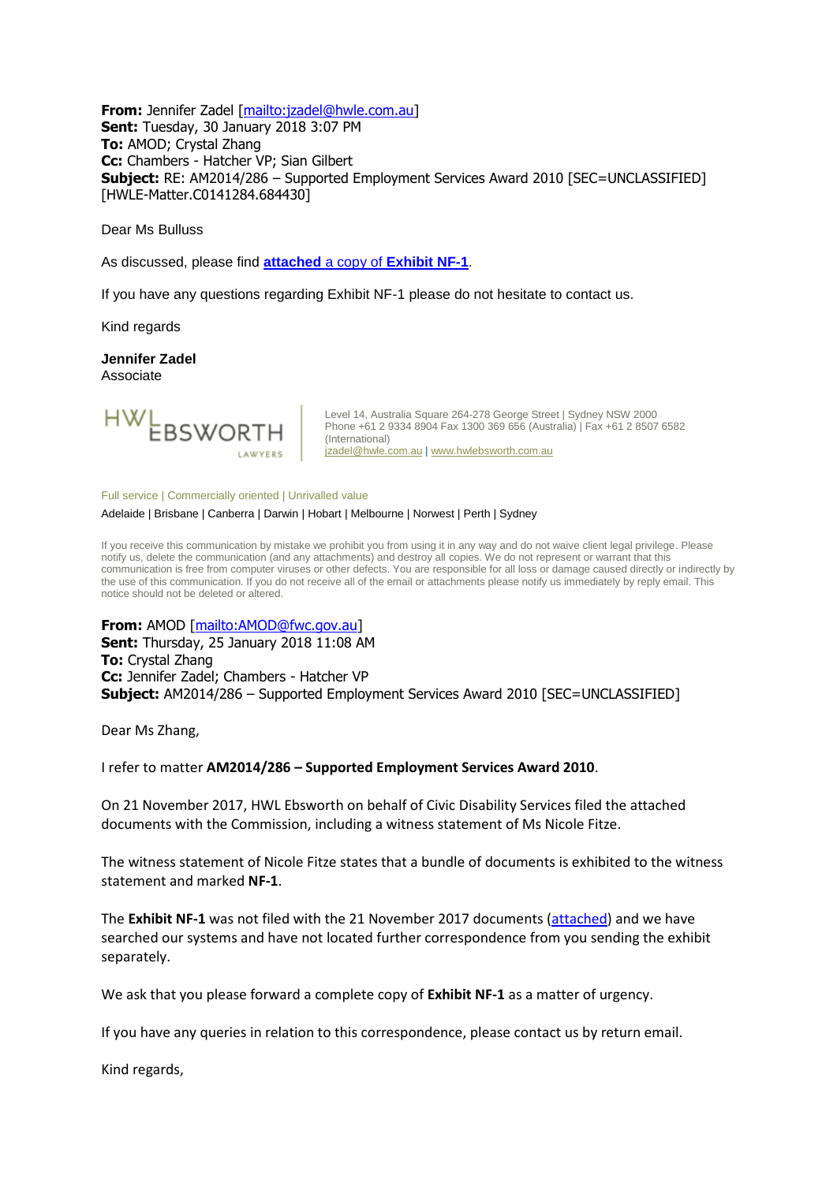**From:** Jennifer Zadel [mailto:jzadel@hwle.com.au]
**Sent:** Tuesday, 30 January 2018 3:07 PM
**To:** AMOD; Crystal Zhang
**Cc:** Chambers - Hatcher VP; Sian Gilbert
**Subject:** RE: AM2014/286 – Supported Employment Services Award 2010 [SEC=UNCLASSIFIED] [HWLE-Matter.C0141284.684430]

Dear Ms Bulluss

As discussed, please find **attached** a copy of **Exhibit NF-1**.

If you have any questions regarding Exhibit NF-1 please do not hesitate to contact us.

Kind regards

**Jennifer Zadel**
Associate

HWL EBSWORTH LAWYERS

Level 14, Australia Square 264-278 George Street | Sydney NSW 2000
Phone +61 2 9334 8904 Fax 1300 369 656 (Australia) | Fax +61 2 8507 6582 (International)
jzadel@hwle.com.au | www.hwlebsworth.com.au

Full service | Commercially oriented | Unrivalled value

Adelaide | Brisbane | Canberra | Darwin | Hobart | Melbourne | Norwest | Perth | Sydney

If you receive this communication by mistake we prohibit you from using it in any way and do not waive client legal privilege. Please notify us, delete the communication (and any attachments) and destroy all copies. We do not represent or warrant that this communication is free from computer viruses or other defects. You are responsible for all loss or damage caused directly or indirectly by the use of this communication. If you do not receive all of the email or attachments please notify us immediately by reply email. This notice should not be deleted or altered.

**From:** AMOD [mailto:AMOD@fwc.gov.au]
**Sent:** Thursday, 25 January 2018 11:08 AM
**To:** Crystal Zhang
**Cc:** Jennifer Zadel; Chambers - Hatcher VP
**Subject:** AM2014/286 – Supported Employment Services Award 2010 [SEC=UNCLASSIFIED]

Dear Ms Zhang,

I refer to matter **AM2014/286 – Supported Employment Services Award 2010**.

On 21 November 2017, HWL Ebsworth on behalf of Civic Disability Services filed the attached documents with the Commission, including a witness statement of Ms Nicole Fitze.

The witness statement of Nicole Fitze states that a bundle of documents is exhibited to the witness statement and marked **NF-1**.

The **Exhibit NF-1** was not filed with the 21 November 2017 documents (attached) and we have searched our systems and have not located further correspondence from you sending the exhibit separately.

We ask that you please forward a complete copy of **Exhibit NF-1** as a matter of urgency.

If you have any queries in relation to this correspondence, please contact us by return email.

Kind regards,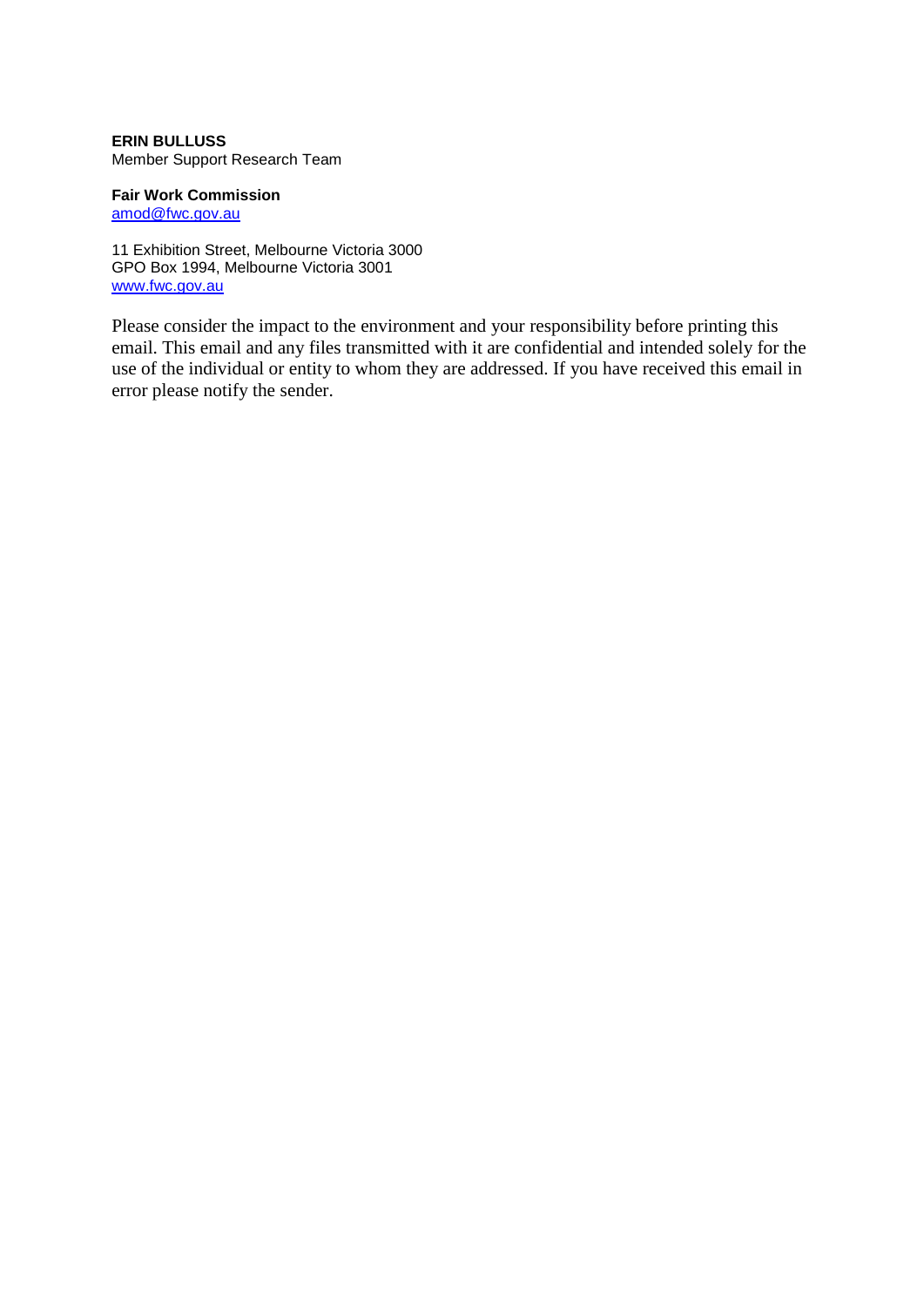**ERIN BULLUSS**
Member Support Research Team

**Fair Work Commission**
amod@fwc.gov.au

11 Exhibition Street, Melbourne Victoria 3000
GPO Box 1994, Melbourne Victoria 3001
www.fwc.gov.au

Please consider the impact to the environment and your responsibility before printing this email. This email and any files transmitted with it are confidential and intended solely for the use of the individual or entity to whom they are addressed. If you have received this email in error please notify the sender.